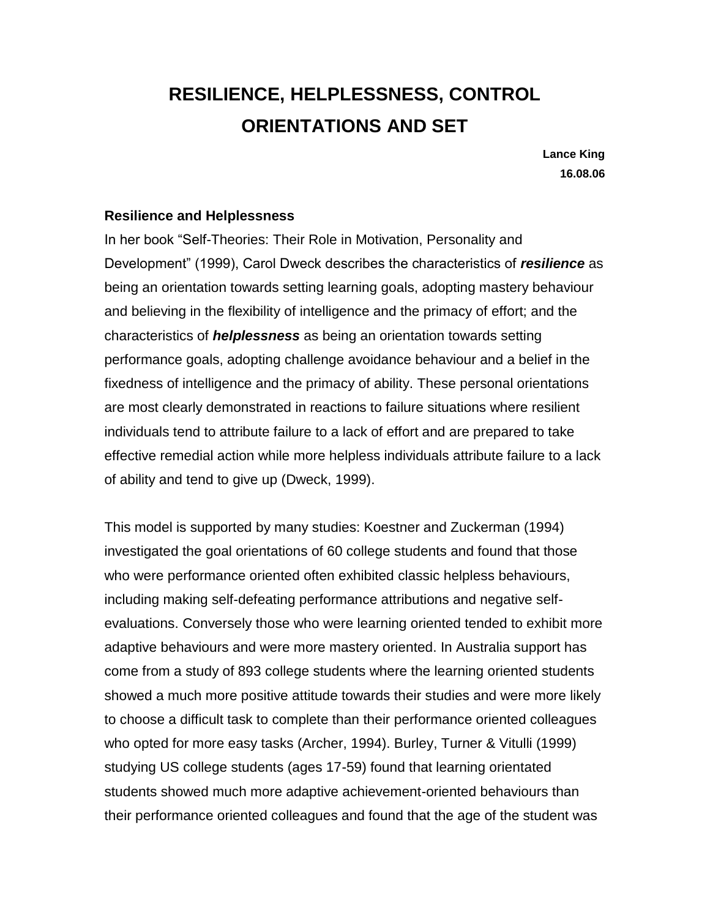# RESILIENCE, HELPLESSNESS, CONTROL ORIENTATIONS AND SET

**Lance King**
**16.08.06**

### Resilience and Helplessness

In her book "Self-Theories: Their Role in Motivation, Personality and Development" (1999), Carol Dweck describes the characteristics of ***resilience*** as being an orientation towards setting learning goals, adopting mastery behaviour and believing in the flexibility of intelligence and the primacy of effort; and the characteristics of ***helplessness*** as being an orientation towards setting performance goals, adopting challenge avoidance behaviour and a belief in the fixedness of intelligence and the primacy of ability. These personal orientations are most clearly demonstrated in reactions to failure situations where resilient individuals tend to attribute failure to a lack of effort and are prepared to take effective remedial action while more helpless individuals attribute failure to a lack of ability and tend to give up (Dweck, 1999).

This model is supported by many studies: Koestner and Zuckerman (1994) investigated the goal orientations of 60 college students and found that those who were performance oriented often exhibited classic helpless behaviours, including making self-defeating performance attributions and negative self-evaluations. Conversely those who were learning oriented tended to exhibit more adaptive behaviours and were more mastery oriented. In Australia support has come from a study of 893 college students where the learning oriented students showed a much more positive attitude towards their studies and were more likely to choose a difficult task to complete than their performance oriented colleagues who opted for more easy tasks (Archer, 1994). Burley, Turner & Vitulli (1999) studying US college students (ages 17-59) found that learning orientated students showed much more adaptive achievement-oriented behaviours than their performance oriented colleagues and found that the age of the student was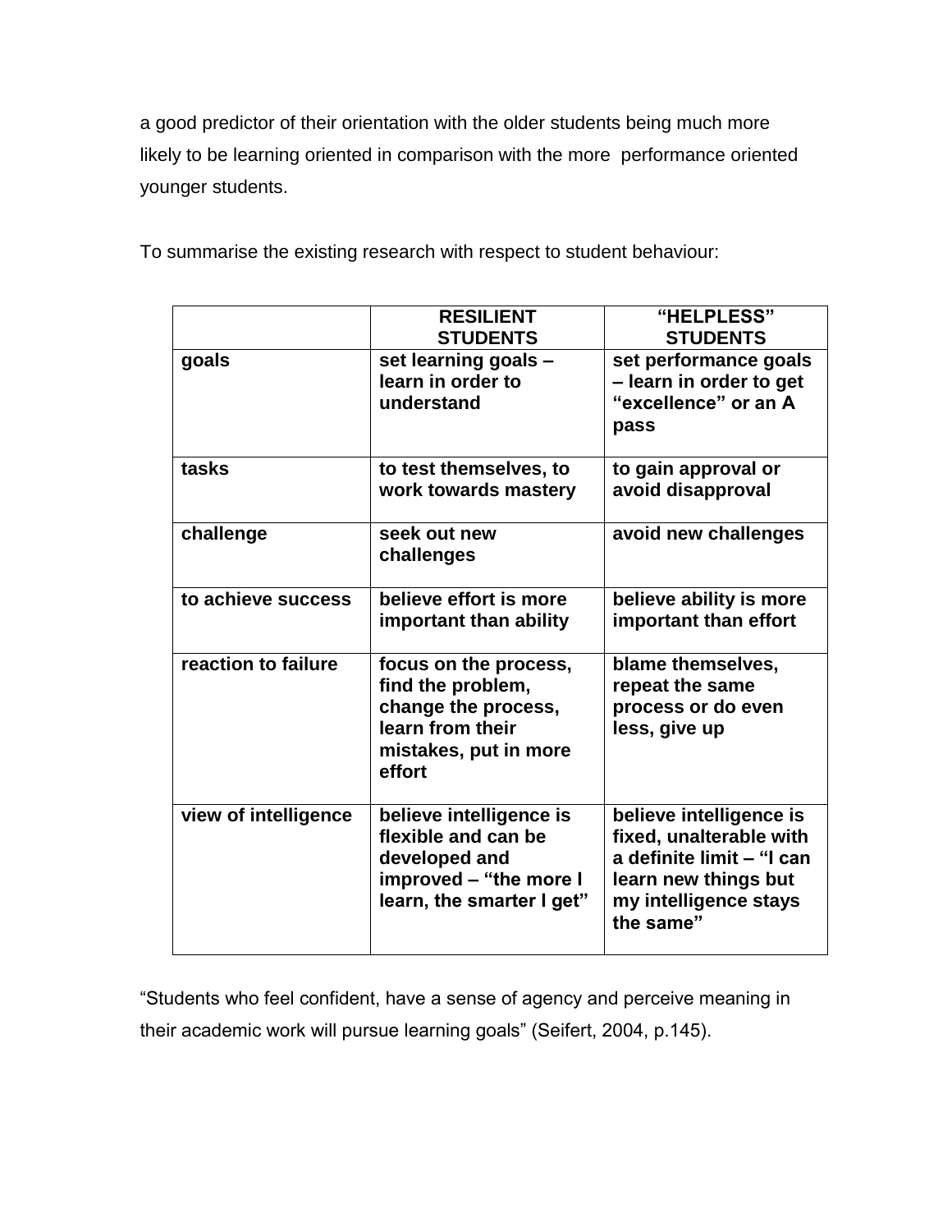a good predictor of their orientation with the older students being much more likely to be learning oriented in comparison with the more performance oriented younger students.

To summarise the existing research with respect to student behaviour:

| | **RESILIENT STUDENTS** | **"HELPLESS" STUDENTS** |
|---|---|---|
| **goals** | **set learning goals – learn in order to understand** | **set performance goals – learn in order to get "excellence" or an A pass** |
| **tasks** | **to test themselves, to work towards mastery** | **to gain approval or avoid disapproval** |
| **challenge** | **seek out new challenges** | **avoid new challenges** |
| **to achieve success** | **believe effort is more important than ability** | **believe ability is more important than effort** |
| **reaction to failure** | **focus on the process, find the problem, change the process, learn from their mistakes, put in more effort** | **blame themselves, repeat the same process or do even less, give up** |
| **view of intelligence** | **believe intelligence is flexible and can be developed and improved – "the more I learn, the smarter I get"** | **believe intelligence is fixed, unalterable with a definite limit – "I can learn new things but my intelligence stays the same"** |

"Students who feel confident, have a sense of agency and perceive meaning in their academic work will pursue learning goals" (Seifert, 2004, p.145).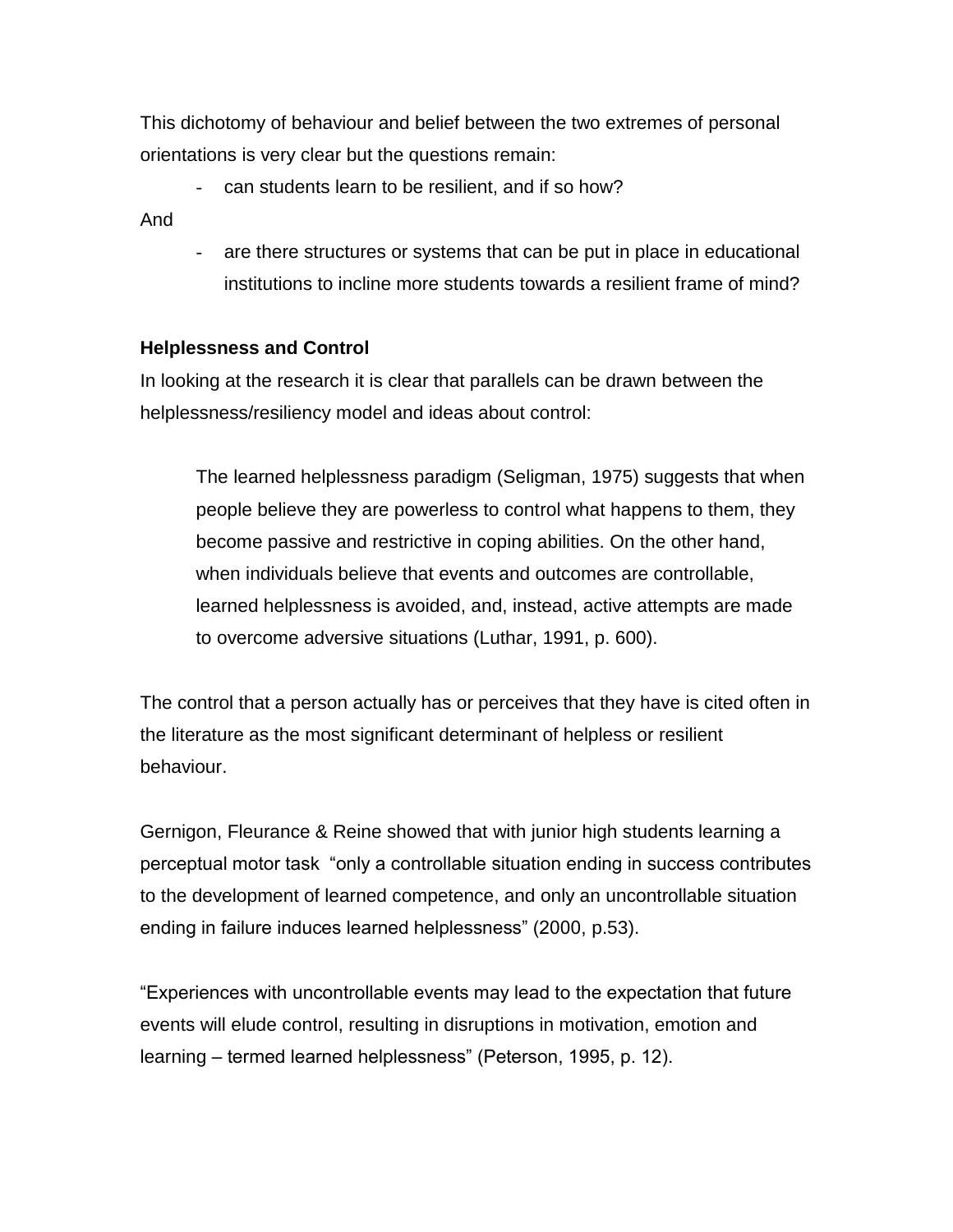This dichotomy of behaviour and belief between the two extremes of personal orientations is very clear but the questions remain:

- can students learn to be resilient, and if so how?

And

- are there structures or systems that can be put in place in educational institutions to incline more students towards a resilient frame of mind?

**Helplessness and Control**

In looking at the research it is clear that parallels can be drawn between the helplessness/resiliency model and ideas about control:

> The learned helplessness paradigm (Seligman, 1975) suggests that when people believe they are powerless to control what happens to them, they become passive and restrictive in coping abilities. On the other hand, when individuals believe that events and outcomes are controllable, learned helplessness is avoided, and, instead, active attempts are made to overcome adversive situations (Luthar, 1991, p. 600).

The control that a person actually has or perceives that they have is cited often in the literature as the most significant determinant of helpless or resilient behaviour.

Gernigon, Fleurance & Reine showed that with junior high students learning a perceptual motor task "only a controllable situation ending in success contributes to the development of learned competence, and only an uncontrollable situation ending in failure induces learned helplessness" (2000, p.53).

"Experiences with uncontrollable events may lead to the expectation that future events will elude control, resulting in disruptions in motivation, emotion and learning – termed learned helplessness" (Peterson, 1995, p. 12).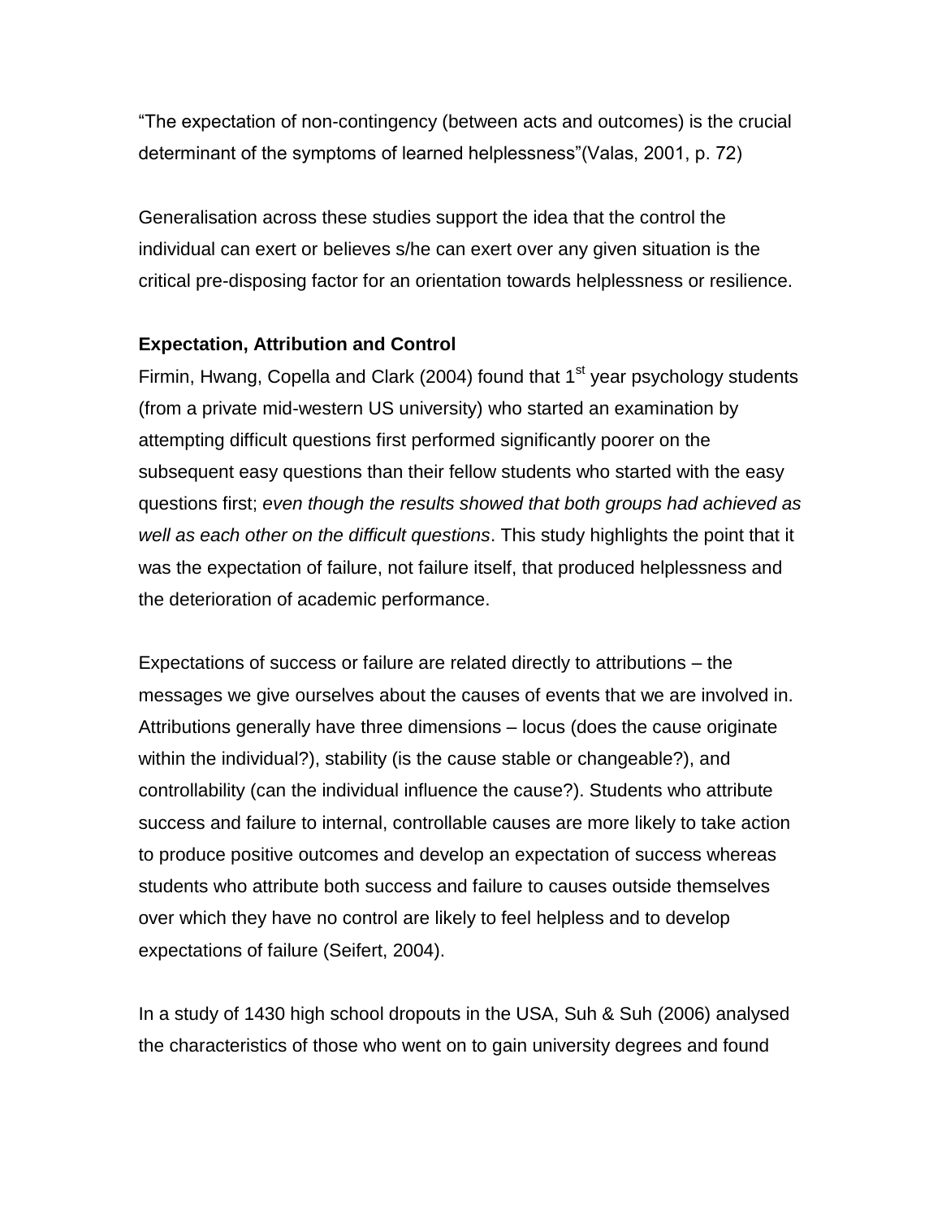"The expectation of non-contingency (between acts and outcomes) is the crucial determinant of the symptoms of learned helplessness"(Valas, 2001, p. 72)

Generalisation across these studies support the idea that the control the individual can exert or believes s/he can exert over any given situation is the critical pre-disposing factor for an orientation towards helplessness or resilience.

**Expectation, Attribution and Control**

Firmin, Hwang, Copella and Clark (2004) found that 1st year psychology students (from a private mid-western US university) who started an examination by attempting difficult questions first performed significantly poorer on the subsequent easy questions than their fellow students who started with the easy questions first; *even though the results showed that both groups had achieved as well as each other on the difficult questions*. This study highlights the point that it was the expectation of failure, not failure itself, that produced helplessness and the deterioration of academic performance.

Expectations of success or failure are related directly to attributions – the messages we give ourselves about the causes of events that we are involved in. Attributions generally have three dimensions – locus (does the cause originate within the individual?), stability (is the cause stable or changeable?), and controllability (can the individual influence the cause?). Students who attribute success and failure to internal, controllable causes are more likely to take action to produce positive outcomes and develop an expectation of success whereas students who attribute both success and failure to causes outside themselves over which they have no control are likely to feel helpless and to develop expectations of failure (Seifert, 2004).

In a study of 1430 high school dropouts in the USA, Suh & Suh (2006) analysed the characteristics of those who went on to gain university degrees and found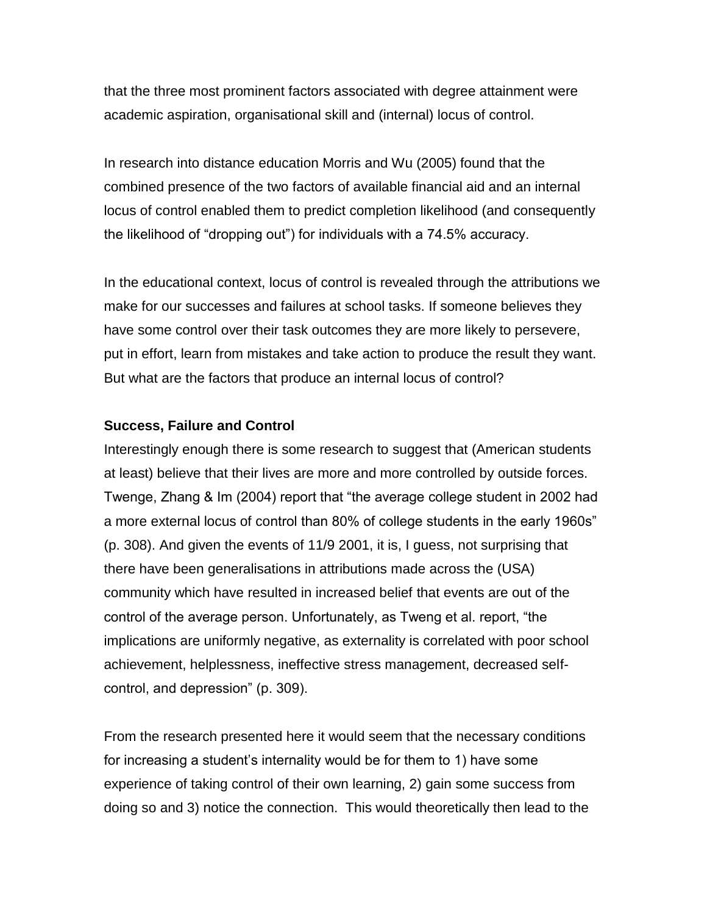that the three most prominent factors associated with degree attainment were academic aspiration, organisational skill and (internal) locus of control.

In research into distance education Morris and Wu (2005) found that the combined presence of the two factors of available financial aid and an internal locus of control enabled them to predict completion likelihood (and consequently the likelihood of "dropping out") for individuals with a 74.5% accuracy.

In the educational context, locus of control is revealed through the attributions we make for our successes and failures at school tasks. If someone believes they have some control over their task outcomes they are more likely to persevere, put in effort, learn from mistakes and take action to produce the result they want. But what are the factors that produce an internal locus of control?

**Success, Failure and Control**

Interestingly enough there is some research to suggest that (American students at least) believe that their lives are more and more controlled by outside forces. Twenge, Zhang & Im (2004) report that "the average college student in 2002 had a more external locus of control than 80% of college students in the early 1960s" (p. 308). And given the events of 11/9 2001, it is, I guess, not surprising that there have been generalisations in attributions made across the (USA) community which have resulted in increased belief that events are out of the control of the average person. Unfortunately, as Tweng et al. report, "the implications are uniformly negative, as externality is correlated with poor school achievement, helplessness, ineffective stress management, decreased self-control, and depression" (p. 309).

From the research presented here it would seem that the necessary conditions for increasing a student's internality would be for them to 1) have some experience of taking control of their own learning, 2) gain some success from doing so and 3) notice the connection. This would theoretically then lead to the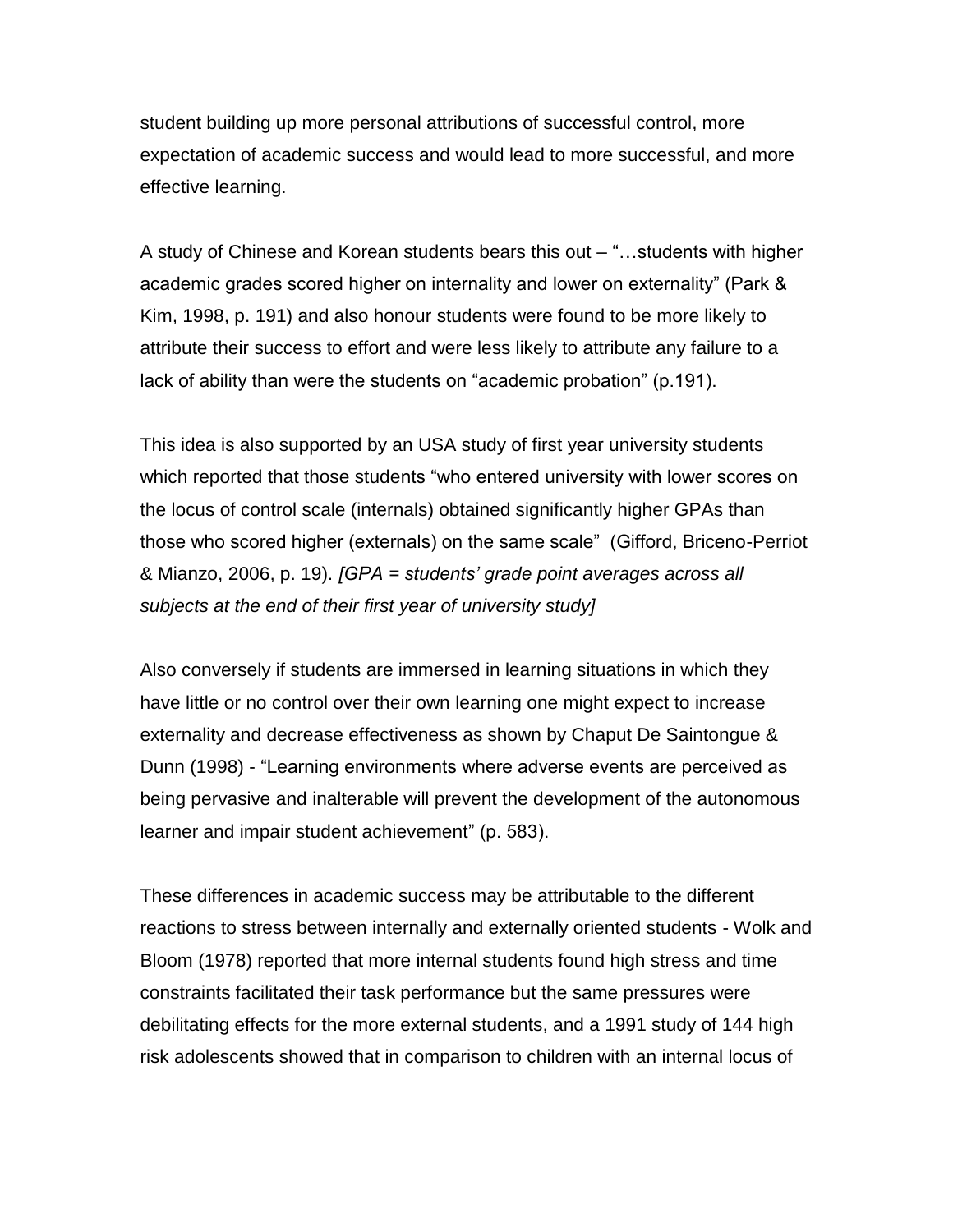student building up more personal attributions of successful control, more expectation of academic success and would lead to more successful, and more effective learning.

A study of Chinese and Korean students bears this out – "…students with higher academic grades scored higher on internality and lower on externality" (Park & Kim, 1998, p. 191) and also honour students were found to be more likely to attribute their success to effort and were less likely to attribute any failure to a lack of ability than were the students on "academic probation" (p.191).

This idea is also supported by an USA study of first year university students which reported that those students "who entered university with lower scores on the locus of control scale (internals) obtained significantly higher GPAs than those who scored higher (externals) on the same scale" (Gifford, Briceno-Perriot & Mianzo, 2006, p. 19). *[GPA = students' grade point averages across all subjects at the end of their first year of university study]*

Also conversely if students are immersed in learning situations in which they have little or no control over their own learning one might expect to increase externality and decrease effectiveness as shown by Chaput De Saintongue & Dunn (1998) - "Learning environments where adverse events are perceived as being pervasive and inalterable will prevent the development of the autonomous learner and impair student achievement" (p. 583).

These differences in academic success may be attributable to the different reactions to stress between internally and externally oriented students - Wolk and Bloom (1978) reported that more internal students found high stress and time constraints facilitated their task performance but the same pressures were debilitating effects for the more external students, and a 1991 study of 144 high risk adolescents showed that in comparison to children with an internal locus of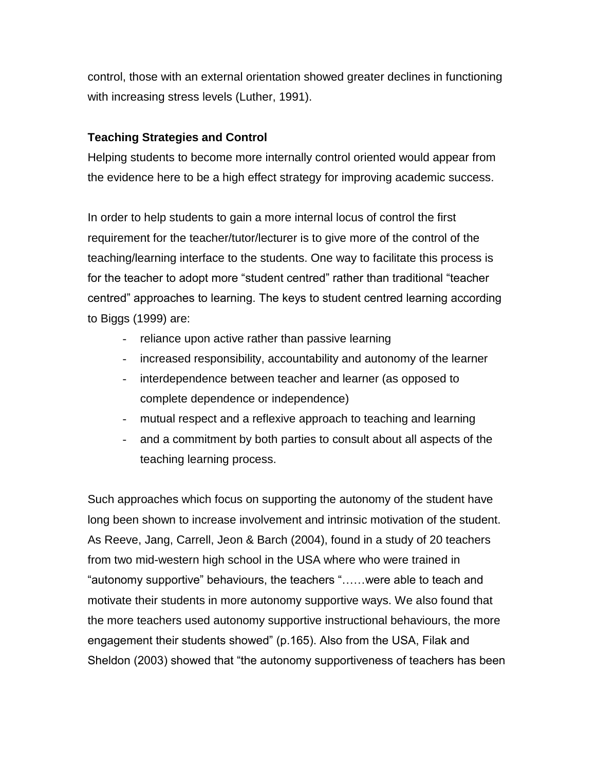control, those with an external orientation showed greater declines in functioning with increasing stress levels (Luther, 1991).

**Teaching Strategies and Control**

Helping students to become more internally control oriented would appear from the evidence here to be a high effect strategy for improving academic success.

In order to help students to gain a more internal locus of control the first requirement for the teacher/tutor/lecturer is to give more of the control of the teaching/learning interface to the students. One way to facilitate this process is for the teacher to adopt more "student centred" rather than traditional "teacher centred" approaches to learning. The keys to student centred learning according to Biggs (1999) are:

- reliance upon active rather than passive learning
- increased responsibility, accountability and autonomy of the learner
- interdependence between teacher and learner (as opposed to complete dependence or independence)
- mutual respect and a reflexive approach to teaching and learning
- and a commitment by both parties to consult about all aspects of the teaching learning process.

Such approaches which focus on supporting the autonomy of the student have long been shown to increase involvement and intrinsic motivation of the student. As Reeve, Jang, Carrell, Jeon & Barch (2004), found in a study of 20 teachers from two mid-western high school in the USA where who were trained in "autonomy supportive" behaviours, the teachers "……were able to teach and motivate their students in more autonomy supportive ways. We also found that the more teachers used autonomy supportive instructional behaviours, the more engagement their students showed" (p.165). Also from the USA, Filak and Sheldon (2003) showed that "the autonomy supportiveness of teachers has been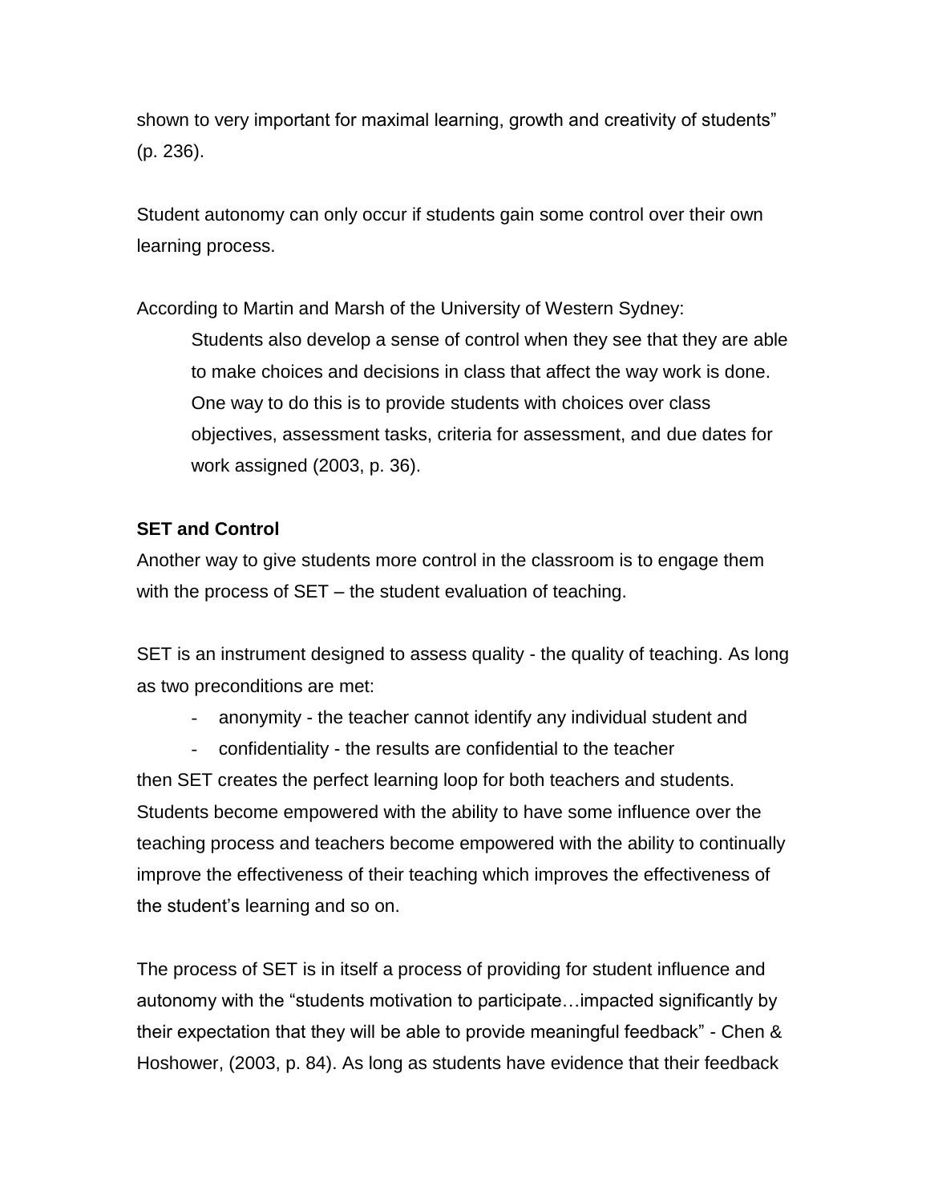shown to very important for maximal learning, growth and creativity of students" (p. 236).

Student autonomy can only occur if students gain some control over their own learning process.

According to Martin and Marsh of the University of Western Sydney:

> Students also develop a sense of control when they see that they are able to make choices and decisions in class that affect the way work is done. One way to do this is to provide students with choices over class objectives, assessment tasks, criteria for assessment, and due dates for work assigned (2003, p. 36).

**SET and Control**

Another way to give students more control in the classroom is to engage them with the process of SET – the student evaluation of teaching.

SET is an instrument designed to assess quality - the quality of teaching. As long as two preconditions are met:

- anonymity - the teacher cannot identify any individual student and
- confidentiality - the results are confidential to the teacher

then SET creates the perfect learning loop for both teachers and students. Students become empowered with the ability to have some influence over the teaching process and teachers become empowered with the ability to continually improve the effectiveness of their teaching which improves the effectiveness of the student's learning and so on.

The process of SET is in itself a process of providing for student influence and autonomy with the "students motivation to participate…impacted significantly by their expectation that they will be able to provide meaningful feedback" - Chen & Hoshower, (2003, p. 84). As long as students have evidence that their feedback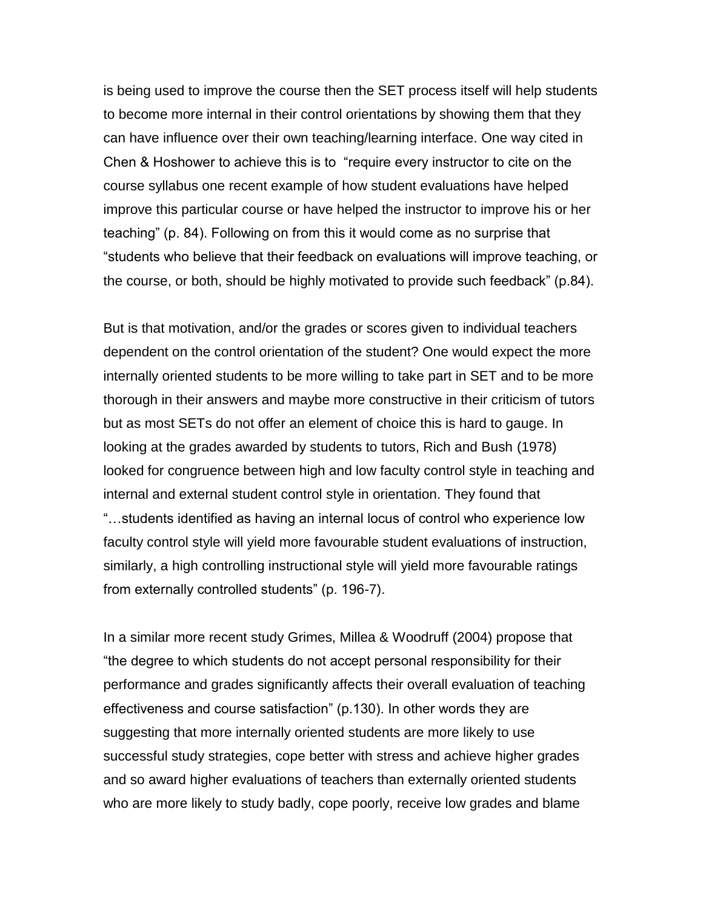is being used to improve the course then the SET process itself will help students to become more internal in their control orientations by showing them that they can have influence over their own teaching/learning interface. One way cited in Chen & Hoshower to achieve this is to "require every instructor to cite on the course syllabus one recent example of how student evaluations have helped improve this particular course or have helped the instructor to improve his or her teaching" (p. 84). Following on from this it would come as no surprise that "students who believe that their feedback on evaluations will improve teaching, or the course, or both, should be highly motivated to provide such feedback" (p.84).

But is that motivation, and/or the grades or scores given to individual teachers dependent on the control orientation of the student? One would expect the more internally oriented students to be more willing to take part in SET and to be more thorough in their answers and maybe more constructive in their criticism of tutors but as most SETs do not offer an element of choice this is hard to gauge. In looking at the grades awarded by students to tutors, Rich and Bush (1978) looked for congruence between high and low faculty control style in teaching and internal and external student control style in orientation. They found that "…students identified as having an internal locus of control who experience low faculty control style will yield more favourable student evaluations of instruction, similarly, a high controlling instructional style will yield more favourable ratings from externally controlled students" (p. 196-7).

In a similar more recent study Grimes, Millea & Woodruff (2004) propose that "the degree to which students do not accept personal responsibility for their performance and grades significantly affects their overall evaluation of teaching effectiveness and course satisfaction" (p.130). In other words they are suggesting that more internally oriented students are more likely to use successful study strategies, cope better with stress and achieve higher grades and so award higher evaluations of teachers than externally oriented students who are more likely to study badly, cope poorly, receive low grades and blame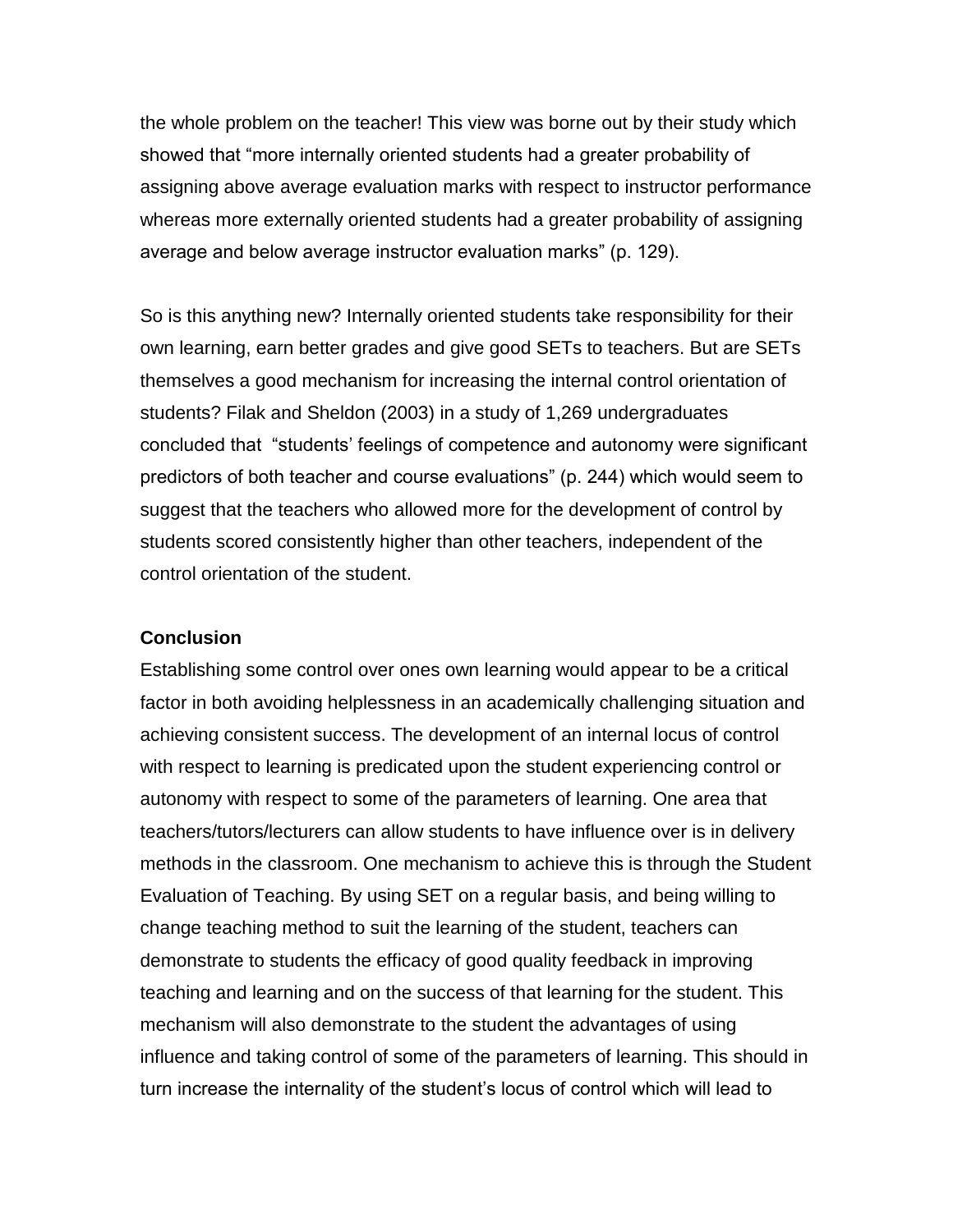the whole problem on the teacher! This view was borne out by their study which showed that "more internally oriented students had a greater probability of assigning above average evaluation marks with respect to instructor performance whereas more externally oriented students had a greater probability of assigning average and below average instructor evaluation marks" (p. 129).

So is this anything new? Internally oriented students take responsibility for their own learning, earn better grades and give good SETs to teachers. But are SETs themselves a good mechanism for increasing the internal control orientation of students? Filak and Sheldon (2003) in a study of 1,269 undergraduates concluded that "students' feelings of competence and autonomy were significant predictors of both teacher and course evaluations" (p. 244) which would seem to suggest that the teachers who allowed more for the development of control by students scored consistently higher than other teachers, independent of the control orientation of the student.

**Conclusion**

Establishing some control over ones own learning would appear to be a critical factor in both avoiding helplessness in an academically challenging situation and achieving consistent success. The development of an internal locus of control with respect to learning is predicated upon the student experiencing control or autonomy with respect to some of the parameters of learning. One area that teachers/tutors/lecturers can allow students to have influence over is in delivery methods in the classroom. One mechanism to achieve this is through the Student Evaluation of Teaching. By using SET on a regular basis, and being willing to change teaching method to suit the learning of the student, teachers can demonstrate to students the efficacy of good quality feedback in improving teaching and learning and on the success of that learning for the student. This mechanism will also demonstrate to the student the advantages of using influence and taking control of some of the parameters of learning. This should in turn increase the internality of the student's locus of control which will lead to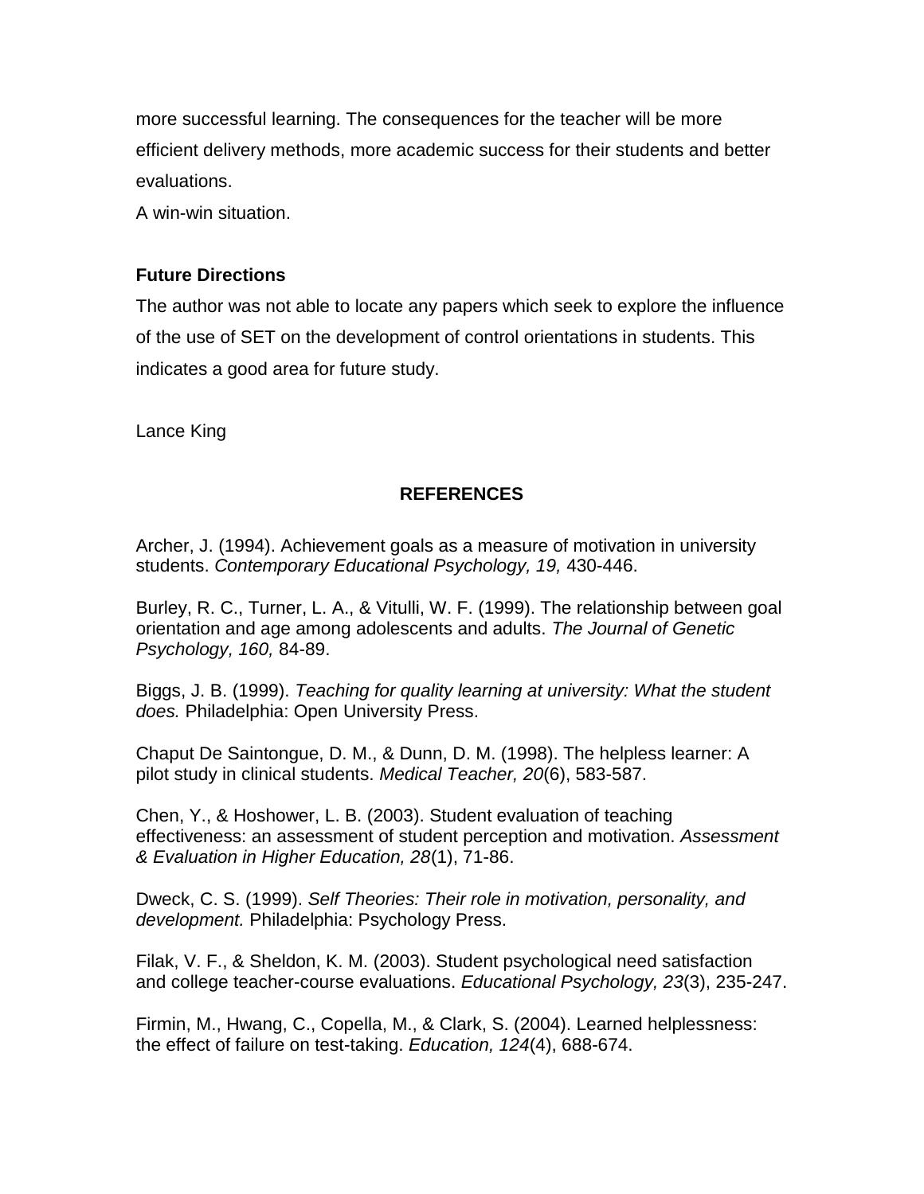more successful learning. The consequences for the teacher will be more efficient delivery methods, more academic success for their students and better evaluations.

A win-win situation.

**Future Directions**

The author was not able to locate any papers which seek to explore the influence of the use of SET on the development of control orientations in students. This indicates a good area for future study.

Lance King

## REFERENCES

Archer, J. (1994). Achievement goals as a measure of motivation in university students. *Contemporary Educational Psychology, 19,* 430-446.

Burley, R. C., Turner, L. A., & Vitulli, W. F. (1999). The relationship between goal orientation and age among adolescents and adults. *The Journal of Genetic Psychology, 160,* 84-89.

Biggs, J. B. (1999). *Teaching for quality learning at university: What the student does.* Philadelphia: Open University Press.

Chaput De Saintongue, D. M., & Dunn, D. M. (1998). The helpless learner: A pilot study in clinical students. *Medical Teacher, 20*(6), 583-587.

Chen, Y., & Hoshower, L. B. (2003). Student evaluation of teaching effectiveness: an assessment of student perception and motivation. *Assessment & Evaluation in Higher Education, 28*(1), 71-86.

Dweck, C. S. (1999). *Self Theories: Their role in motivation, personality, and development.* Philadelphia: Psychology Press.

Filak, V. F., & Sheldon, K. M. (2003). Student psychological need satisfaction and college teacher-course evaluations. *Educational Psychology, 23*(3), 235-247.

Firmin, M., Hwang, C., Copella, M., & Clark, S. (2004). Learned helplessness: the effect of failure on test-taking. *Education, 124*(4), 688-674.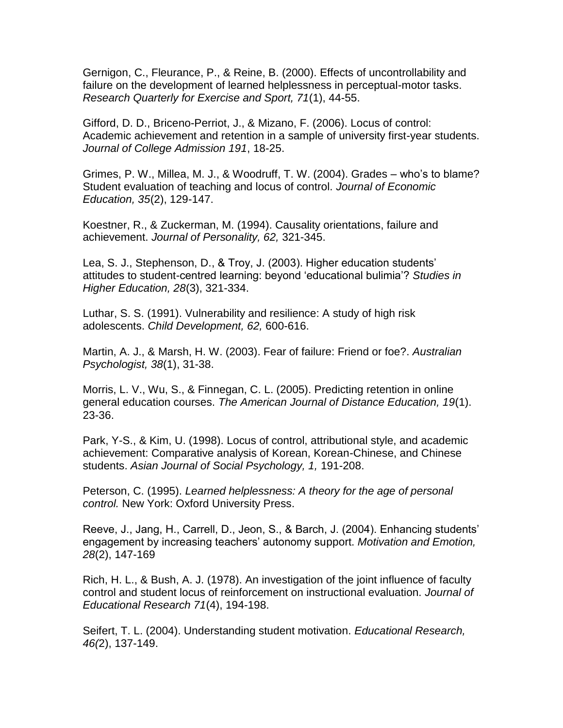Gernigon, C., Fleurance, P., & Reine, B. (2000). Effects of uncontrollability and failure on the development of learned helplessness in perceptual-motor tasks. *Research Quarterly for Exercise and Sport, 71*(1), 44-55.

Gifford, D. D., Briceno-Perriot, J., & Mizano, F. (2006). Locus of control: Academic achievement and retention in a sample of university first-year students. *Journal of College Admission 191*, 18-25.

Grimes, P. W., Millea, M. J., & Woodruff, T. W. (2004). Grades – who's to blame? Student evaluation of teaching and locus of control. *Journal of Economic Education, 35*(2), 129-147.

Koestner, R., & Zuckerman, M. (1994). Causality orientations, failure and achievement. *Journal of Personality, 62,* 321-345.

Lea, S. J., Stephenson, D., & Troy, J. (2003). Higher education students' attitudes to student-centred learning: beyond 'educational bulimia'? *Studies in Higher Education, 28*(3), 321-334.

Luthar, S. S. (1991). Vulnerability and resilience: A study of high risk adolescents. *Child Development, 62,* 600-616.

Martin, A. J., & Marsh, H. W. (2003). Fear of failure: Friend or foe?. *Australian Psychologist, 38*(1), 31-38.

Morris, L. V., Wu, S., & Finnegan, C. L. (2005). Predicting retention in online general education courses. *The American Journal of Distance Education, 19*(1). 23-36.

Park, Y-S., & Kim, U. (1998). Locus of control, attributional style, and academic achievement: Comparative analysis of Korean, Korean-Chinese, and Chinese students. *Asian Journal of Social Psychology, 1,* 191-208.

Peterson, C. (1995). *Learned helplessness: A theory for the age of personal control.* New York: Oxford University Press.

Reeve, J., Jang, H., Carrell, D., Jeon, S., & Barch, J. (2004). Enhancing students' engagement by increasing teachers' autonomy support. *Motivation and Emotion, 28*(2), 147-169

Rich, H. L., & Bush, A. J. (1978). An investigation of the joint influence of faculty control and student locus of reinforcement on instructional evaluation. *Journal of Educational Research 71*(4), 194-198.

Seifert, T. L. (2004). Understanding student motivation. *Educational Research, 46(*2), 137-149.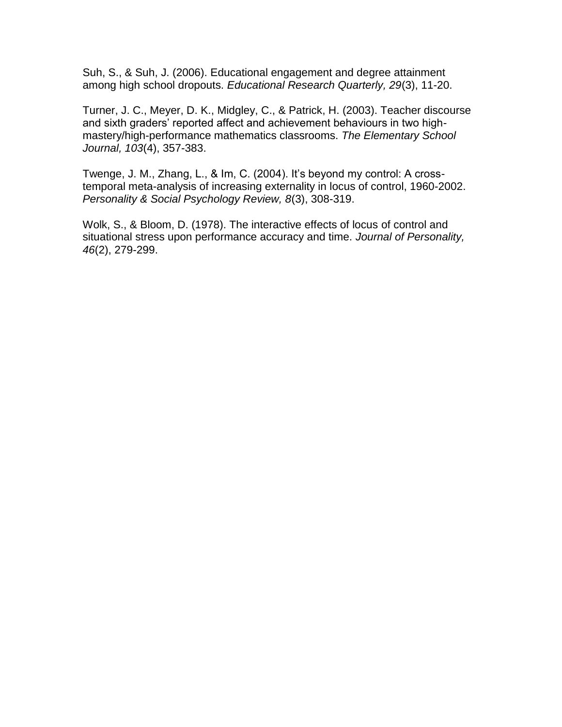Suh, S., & Suh, J. (2006). Educational engagement and degree attainment among high school dropouts. *Educational Research Quarterly, 29*(3), 11-20.

Turner, J. C., Meyer, D. K., Midgley, C., & Patrick, H. (2003). Teacher discourse and sixth graders' reported affect and achievement behaviours in two high-mastery/high-performance mathematics classrooms. *The Elementary School Journal, 103*(4), 357-383.

Twenge, J. M., Zhang, L., & Im, C. (2004). It's beyond my control: A cross-temporal meta-analysis of increasing externality in locus of control, 1960-2002. *Personality & Social Psychology Review, 8*(3), 308-319.

Wolk, S., & Bloom, D. (1978). The interactive effects of locus of control and situational stress upon performance accuracy and time. *Journal of Personality, 46*(2), 279-299.